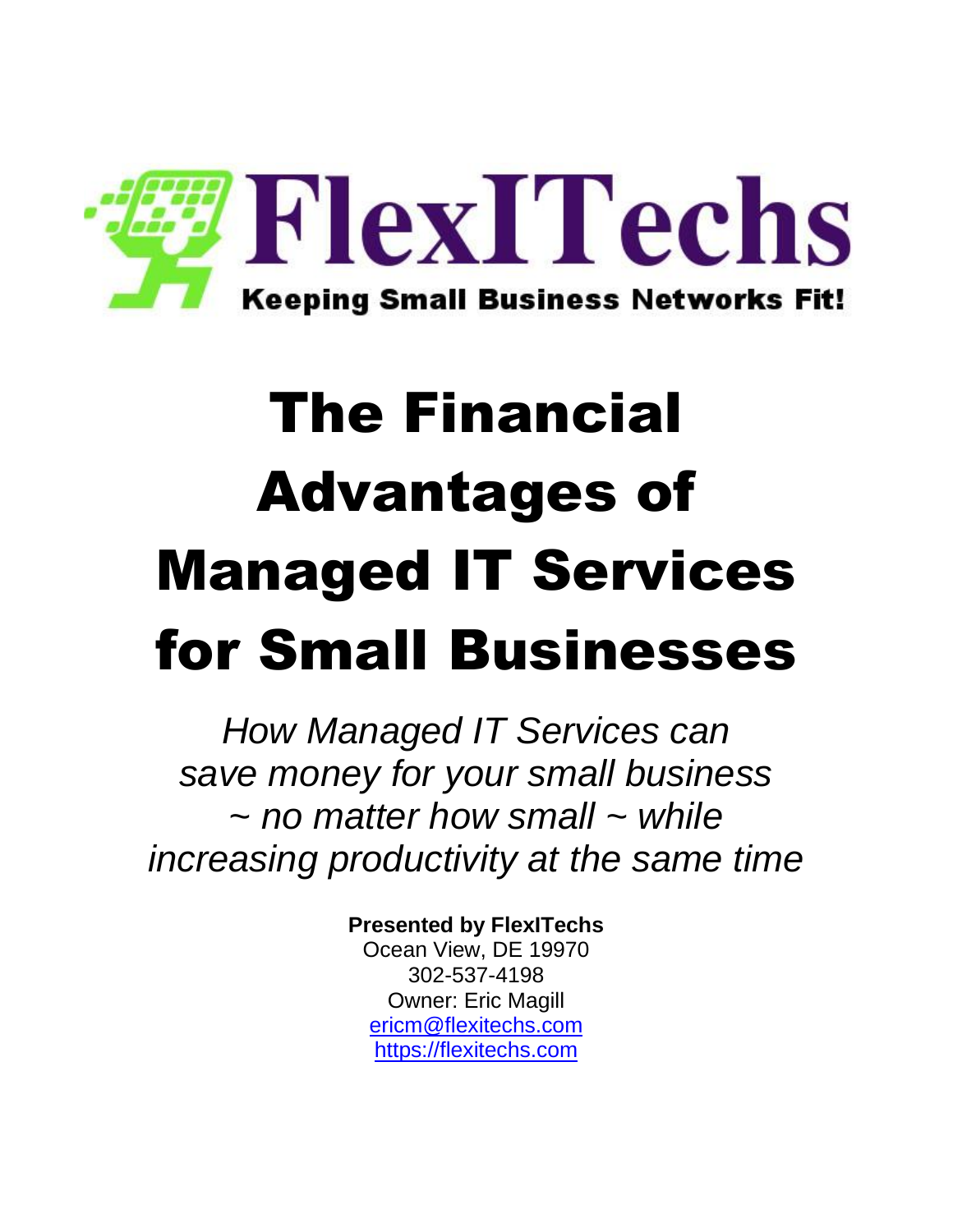FlexITechs

Keeping Small Business Networks Fit!

# The Financial Advantages of Managed IT Services for Small Businesses

*How Managed IT Services can save money for your small business ~ no matter how small ~ while increasing productivity at the same time*

**Presented by FlexITechs**
Ocean View, DE 19970
302-537-4198
Owner: Eric Magill
ericm@flexitechs.com
https://flexitechs.com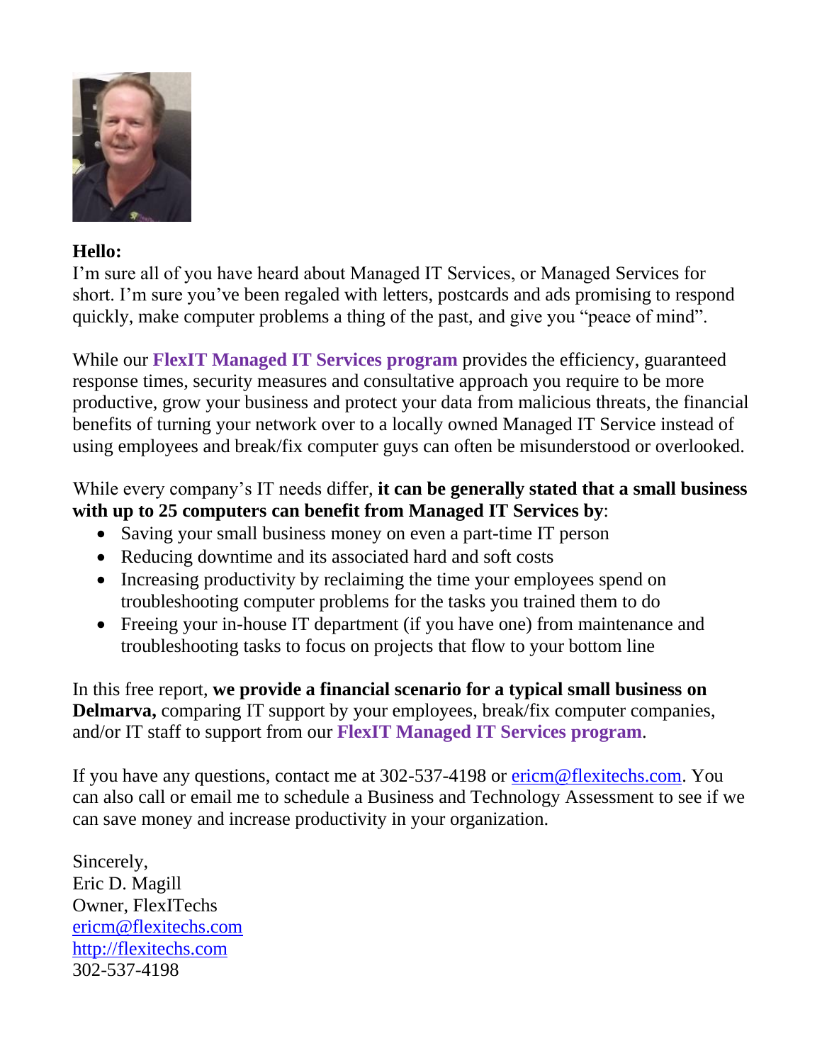**Hello:**
I'm sure all of you have heard about Managed IT Services, or Managed Services for short. I'm sure you've been regaled with letters, postcards and ads promising to respond quickly, make computer problems a thing of the past, and give you "peace of mind".

While our **FlexIT Managed IT Services program** provides the efficiency, guaranteed response times, security measures and consultative approach you require to be more productive, grow your business and protect your data from malicious threats, the financial benefits of turning your network over to a locally owned Managed IT Service instead of using employees and break/fix computer guys can often be misunderstood or overlooked.

While every company's IT needs differ, **it can be generally stated that a small business with up to 25 computers can benefit from Managed IT Services by**:

- Saving your small business money on even a part-time IT person
- Reducing downtime and its associated hard and soft costs
- Increasing productivity by reclaiming the time your employees spend on troubleshooting computer problems for the tasks you trained them to do
- Freeing your in-house IT department (if you have one) from maintenance and troubleshooting tasks to focus on projects that flow to your bottom line

In this free report, **we provide a financial scenario for a typical small business on Delmarva,** comparing IT support by your employees, break/fix computer companies, and/or IT staff to support from our **FlexIT Managed IT Services program**.

If you have any questions, contact me at 302-537-4198 or [ericm@flexitechs.com](mailto:ericm@flexitechs.com). You can also call or email me to schedule a Business and Technology Assessment to see if we can save money and increase productivity in your organization.

Sincerely,
Eric D. Magill
Owner, FlexITechs
[ericm@flexitechs.com](mailto:ericm@flexitechs.com)
[http://flexitechs.com](http://flexitechs.com)
302-537-4198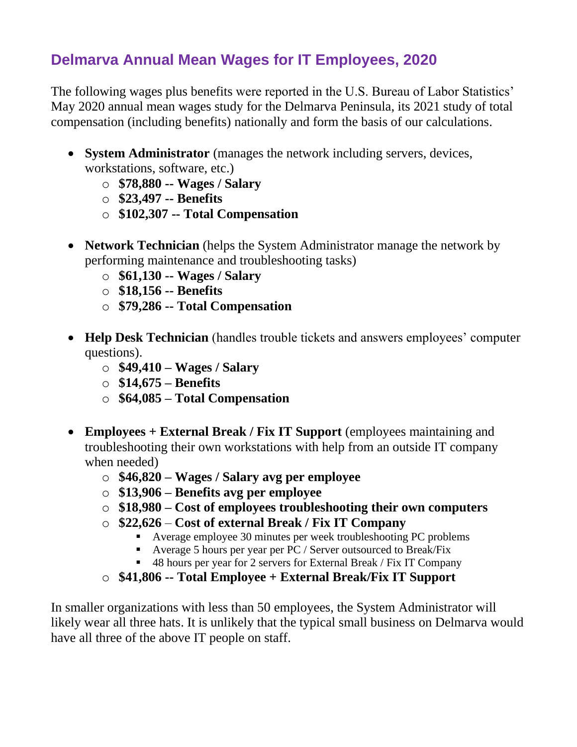## Delmarva Annual Mean Wages for IT Employees, 2020

The following wages plus benefits were reported in the U.S. Bureau of Labor Statistics' May 2020 annual mean wages study for the Delmarva Peninsula, its 2021 study of total compensation (including benefits) nationally and form the basis of our calculations.

- **System Administrator** (manages the network including servers, devices, workstations, software, etc.)
    - **$78,880 -- Wages / Salary**
    - **$23,497 -- Benefits**
    - **$102,307 -- Total Compensation**
- **Network Technician** (helps the System Administrator manage the network by performing maintenance and troubleshooting tasks)
    - **$61,130 -- Wages / Salary**
    - **$18,156 -- Benefits**
    - **$79,286 -- Total Compensation**
- **Help Desk Technician** (handles trouble tickets and answers employees' computer questions).
    - **$49,410 – Wages / Salary**
    - **$14,675 – Benefits**
    - **$64,085 – Total Compensation**
- **Employees + External Break / Fix IT Support** (employees maintaining and troubleshooting their own workstations with help from an outside IT company when needed)
    - **$46,820 – Wages / Salary avg per employee**
    - **$13,906 – Benefits avg per employee**
    - **$18,980 – Cost of employees troubleshooting their own computers**
    - **$22,626** – **Cost of external Break / Fix IT Company**
        - Average employee 30 minutes per week troubleshooting PC problems
        - Average 5 hours per year per PC / Server outsourced to Break/Fix
        - 48 hours per year for 2 servers for External Break / Fix IT Company
    - **$41,806 -- Total Employee + External Break/Fix IT Support**

In smaller organizations with less than 50 employees, the System Administrator will likely wear all three hats. It is unlikely that the typical small business on Delmarva would have all three of the above IT people on staff.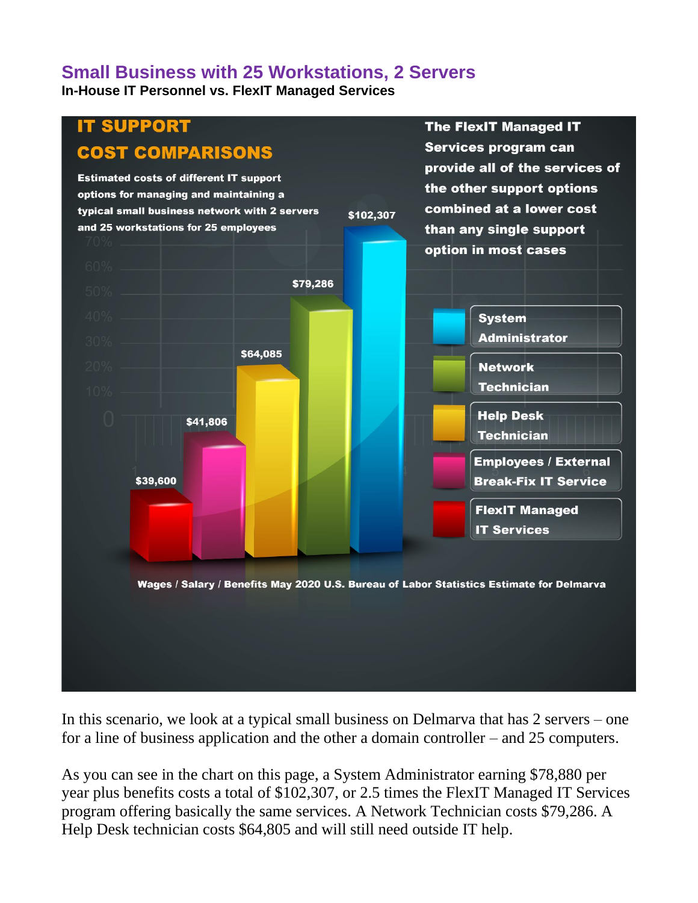## Small Business with 25 Workstations, 2 Servers

**In-House IT Personnel vs. FlexIT Managed Services**

**IT SUPPORT COST COMPARISONS**

**Estimated costs of different IT support options for managing and maintaining a typical small business network with 2 servers and 25 workstations for 25 employees**

**The FlexIT Managed IT Services program can provide all of the services of the other support options combined at a lower cost than any single support option in most cases**

| Support Option | Cost |
| --- | --- |
| FlexIT Managed IT Services | $39,600 |
| Employees / External Break-Fix IT Service | $41,806 |
| Help Desk Technician | $64,085 |
| Network Technician | $79,286 |
| System Administrator | $102,307 |

**Wages / Salary / Benefits May 2020 U.S. Bureau of Labor Statistics Estimate for Delmarva**

In this scenario, we look at a typical small business on Delmarva that has 2 servers – one for a line of business application and the other a domain controller – and 25 computers.

As you can see in the chart on this page, a System Administrator earning $78,880 per year plus benefits costs a total of $102,307, or 2.5 times the FlexIT Managed IT Services program offering basically the same services. A Network Technician costs $79,286. A Help Desk technician costs $64,805 and will still need outside IT help.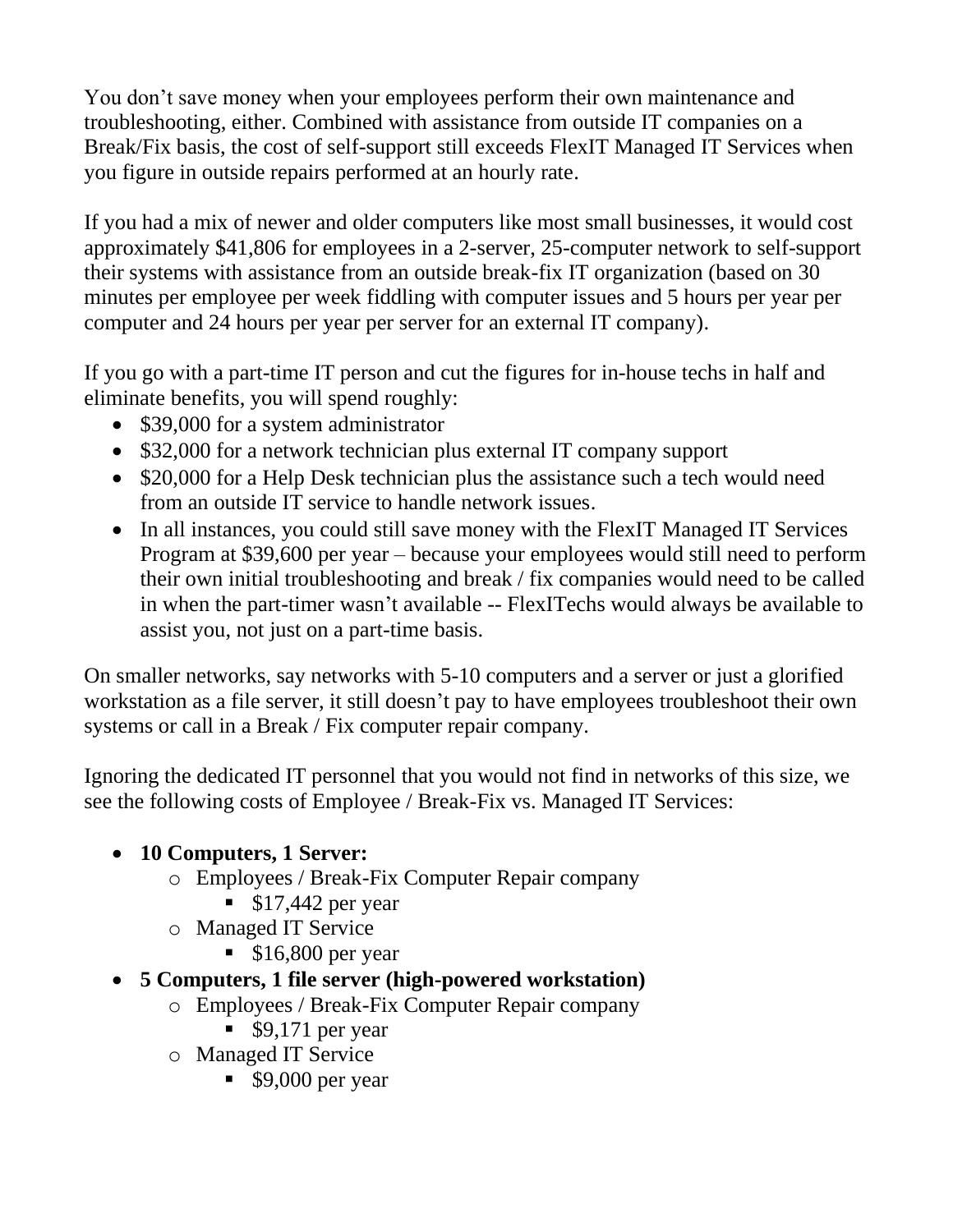You don't save money when your employees perform their own maintenance and troubleshooting, either. Combined with assistance from outside IT companies on a Break/Fix basis, the cost of self-support still exceeds FlexIT Managed IT Services when you figure in outside repairs performed at an hourly rate.

If you had a mix of newer and older computers like most small businesses, it would cost approximately $41,806 for employees in a 2-server, 25-computer network to self-support their systems with assistance from an outside break-fix IT organization (based on 30 minutes per employee per week fiddling with computer issues and 5 hours per year per computer and 24 hours per year per server for an external IT company).

If you go with a part-time IT person and cut the figures for in-house techs in half and eliminate benefits, you will spend roughly:

- $39,000 for a system administrator
- $32,000 for a network technician plus external IT company support
- $20,000 for a Help Desk technician plus the assistance such a tech would need from an outside IT service to handle network issues.
- In all instances, you could still save money with the FlexIT Managed IT Services Program at $39,600 per year – because your employees would still need to perform their own initial troubleshooting and break / fix companies would need to be called in when the part-timer wasn't available -- FlexITechs would always be available to assist you, not just on a part-time basis.

On smaller networks, say networks with 5-10 computers and a server or just a glorified workstation as a file server, it still doesn't pay to have employees troubleshoot their own systems or call in a Break / Fix computer repair company.

Ignoring the dedicated IT personnel that you would not find in networks of this size, we see the following costs of Employee / Break-Fix vs. Managed IT Services:

- **10 Computers, 1 Server:**
  - Employees / Break-Fix Computer Repair company
    - $17,442 per year
  - Managed IT Service
    - $16,800 per year
- **5 Computers, 1 file server (high-powered workstation)**
  - Employees / Break-Fix Computer Repair company
    - $9,171 per year
  - Managed IT Service
    - $9,000 per year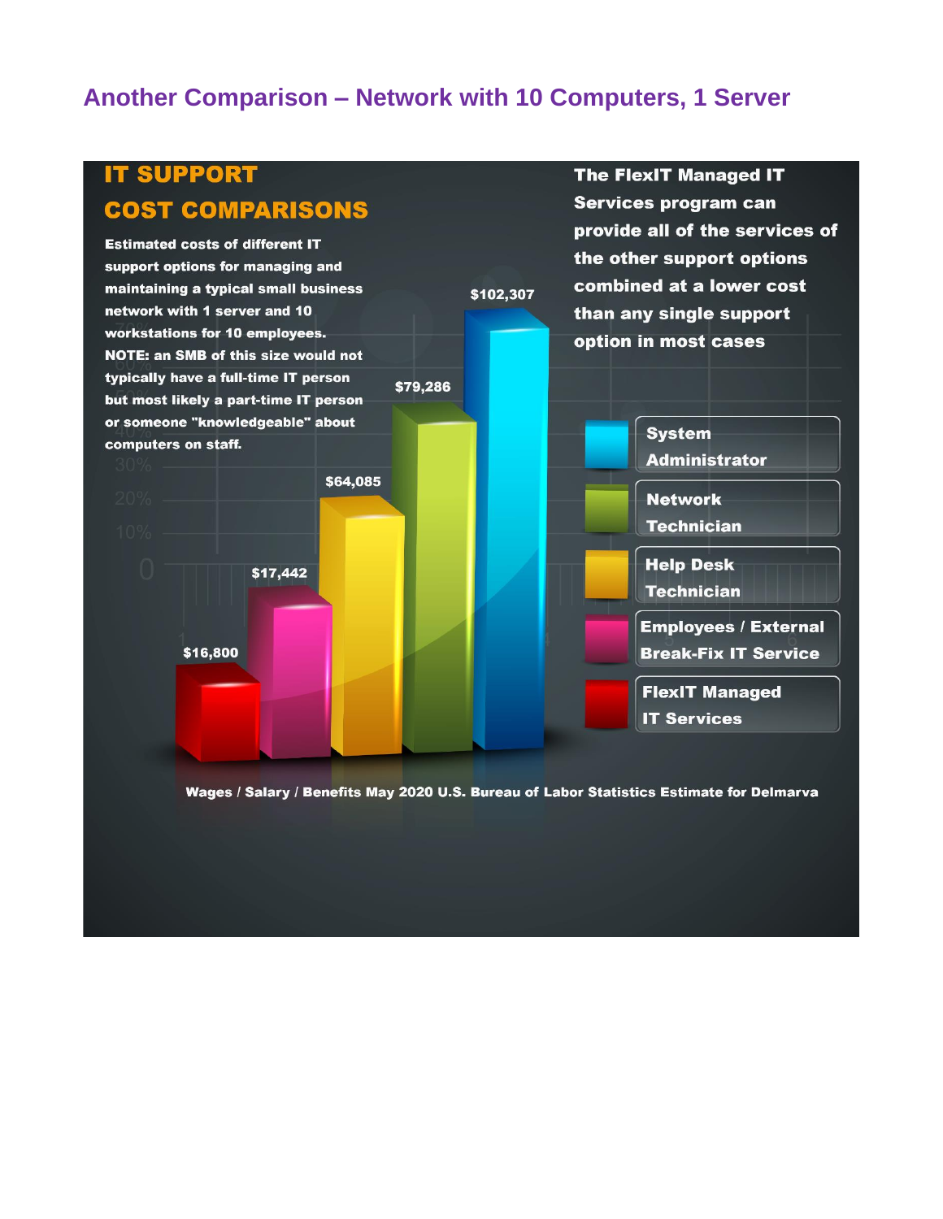## Another Comparison – Network with 10 Computers, 1 Server

**IT SUPPORT COST COMPARISONS**

Estimated costs of different IT support options for managing and maintaining a typical small business network with 1 server and 10 workstations for 10 employees. NOTE: an SMB of this size would not typically have a full-time IT person but most likely a part-time IT person or someone "knowledgeable" about computers on staff.

The FlexIT Managed IT Services program can provide all of the services of the other support options combined at a lower cost than any single support option in most cases

| Support Option | Cost |
|---|---|
| FlexIT Managed IT Services | $16,800 |
| Employees / External Break-Fix IT Service | $17,442 |
| Help Desk Technician | $64,085 |
| Network Technician | $79,286 |
| System Administrator | $102,307 |

Wages / Salary / Benefits May 2020 U.S. Bureau of Labor Statistics Estimate for Delmarva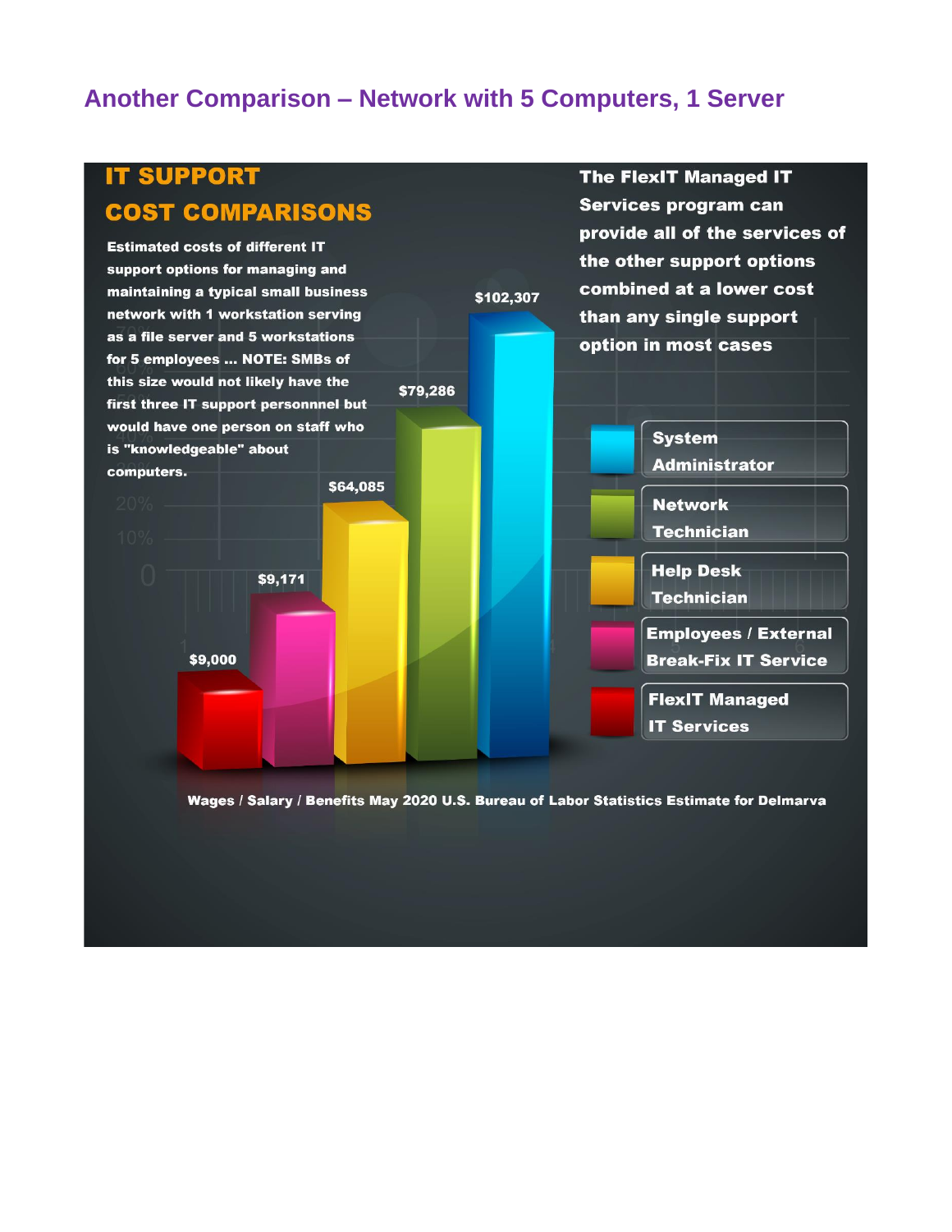## Another Comparison – Network with 5 Computers, 1 Server

### IT SUPPORT COST COMPARISONS

Estimated costs of different IT support options for managing and maintaining a typical small business network with 1 workstation serving as a file server and 5 workstations for 5 employees ... NOTE: SMBs of this size would not likely have the first three IT support personnnel but would have one person on staff who is "knowledgeable" about computers.

The FlexIT Managed IT Services program can provide all of the services of the other support options combined at a lower cost than any single support option in most cases

| Support Option | Cost |
|---|---|
| FlexIT Managed IT Services | $9,000 |
| Employees / External Break-Fix IT Service | $9,171 |
| Help Desk Technician | $64,085 |
| Network Technician | $79,286 |
| System Administrator | $102,307 |

Wages / Salary / Benefits May 2020 U.S. Bureau of Labor Statistics Estimate for Delmarva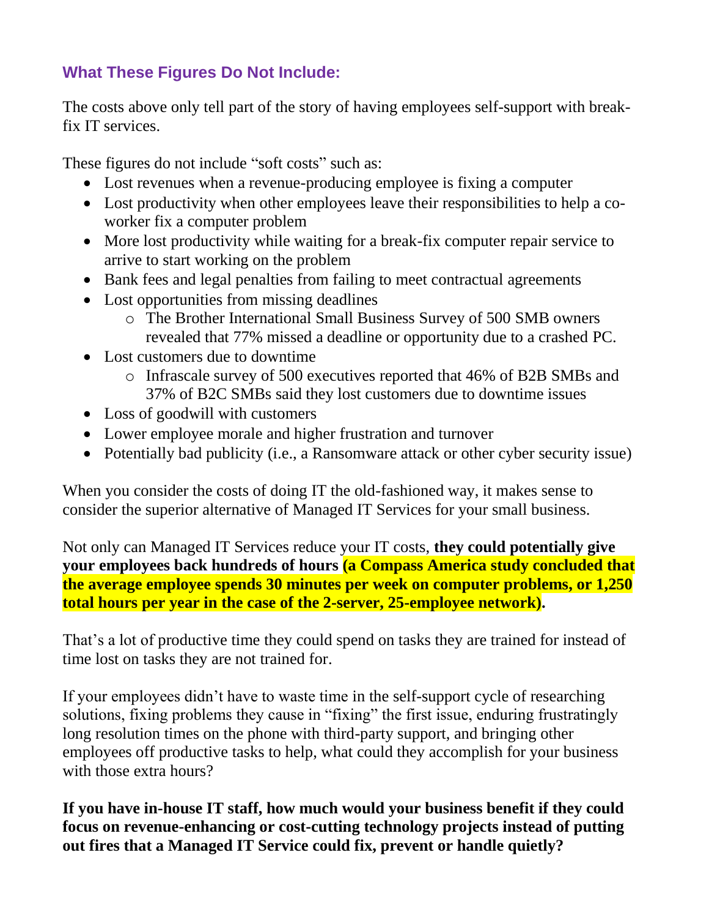### What These Figures Do Not Include:

The costs above only tell part of the story of having employees self-support with break-fix IT services.

These figures do not include "soft costs" such as:

- Lost revenues when a revenue-producing employee is fixing a computer
- Lost productivity when other employees leave their responsibilities to help a co-worker fix a computer problem
- More lost productivity while waiting for a break-fix computer repair service to arrive to start working on the problem
- Bank fees and legal penalties from failing to meet contractual agreements
- Lost opportunities from missing deadlines
  - The Brother International Small Business Survey of 500 SMB owners revealed that 77% missed a deadline or opportunity due to a crashed PC.
- Lost customers due to downtime
  - Infrascale survey of 500 executives reported that 46% of B2B SMBs and 37% of B2C SMBs said they lost customers due to downtime issues
- Loss of goodwill with customers
- Lower employee morale and higher frustration and turnover
- Potentially bad publicity (i.e., a Ransomware attack or other cyber security issue)

When you consider the costs of doing IT the old-fashioned way, it makes sense to consider the superior alternative of Managed IT Services for your small business.

Not only can Managed IT Services reduce your IT costs, **they could potentially give your employees back hundreds of hours (a Compass America study concluded that the average employee spends 30 minutes per week on computer problems, or 1,250 total hours per year in the case of the 2-server, 25-employee network).**

That's a lot of productive time they could spend on tasks they are trained for instead of time lost on tasks they are not trained for.

If your employees didn't have to waste time in the self-support cycle of researching solutions, fixing problems they cause in "fixing" the first issue, enduring frustratingly long resolution times on the phone with third-party support, and bringing other employees off productive tasks to help, what could they accomplish for your business with those extra hours?

**If you have in-house IT staff, how much would your business benefit if they could focus on revenue-enhancing or cost-cutting technology projects instead of putting out fires that a Managed IT Service could fix, prevent or handle quietly?**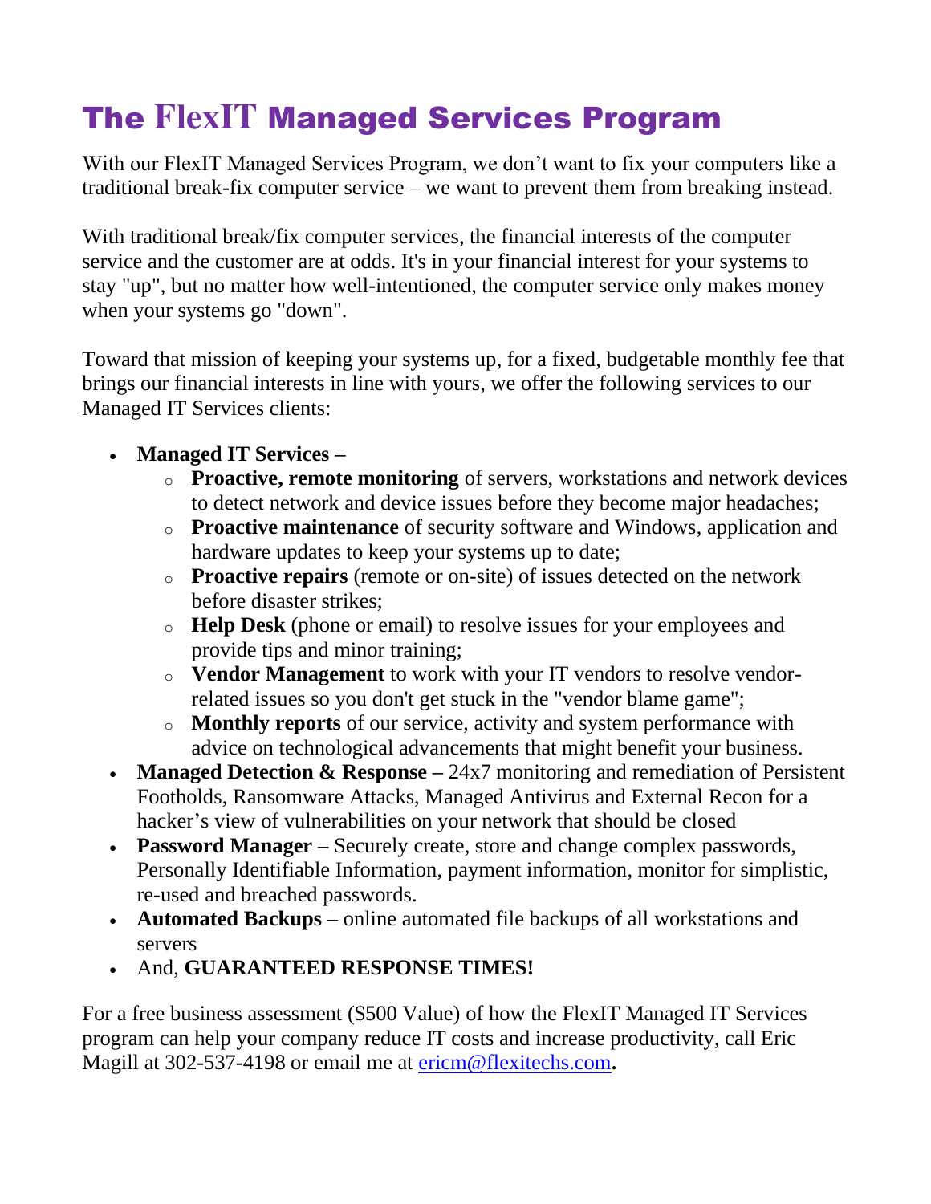# The FlexIT Managed Services Program

With our FlexIT Managed Services Program, we don't want to fix your computers like a traditional break-fix computer service – we want to prevent them from breaking instead.

With traditional break/fix computer services, the financial interests of the computer service and the customer are at odds. It's in your financial interest for your systems to stay "up", but no matter how well-intentioned, the computer service only makes money when your systems go "down".

Toward that mission of keeping your systems up, for a fixed, budgetable monthly fee that brings our financial interests in line with yours, we offer the following services to our Managed IT Services clients:

- **Managed IT Services –**
  - **Proactive, remote monitoring** of servers, workstations and network devices to detect network and device issues before they become major headaches;
  - **Proactive maintenance** of security software and Windows, application and hardware updates to keep your systems up to date;
  - **Proactive repairs** (remote or on-site) of issues detected on the network before disaster strikes;
  - **Help Desk** (phone or email) to resolve issues for your employees and provide tips and minor training;
  - **Vendor Management** to work with your IT vendors to resolve vendor-related issues so you don't get stuck in the "vendor blame game";
  - **Monthly reports** of our service, activity and system performance with advice on technological advancements that might benefit your business.
- **Managed Detection & Response –** 24x7 monitoring and remediation of Persistent Footholds, Ransomware Attacks, Managed Antivirus and External Recon for a hacker's view of vulnerabilities on your network that should be closed
- **Password Manager –** Securely create, store and change complex passwords, Personally Identifiable Information, payment information, monitor for simplistic, re-used and breached passwords.
- **Automated Backups –** online automated file backups of all workstations and servers
- And, **GUARANTEED RESPONSE TIMES!**

For a free business assessment ($500 Value) of how the FlexIT Managed IT Services program can help your company reduce IT costs and increase productivity, call Eric Magill at 302-537-4198 or email me at ericm@flexitechs.com**.**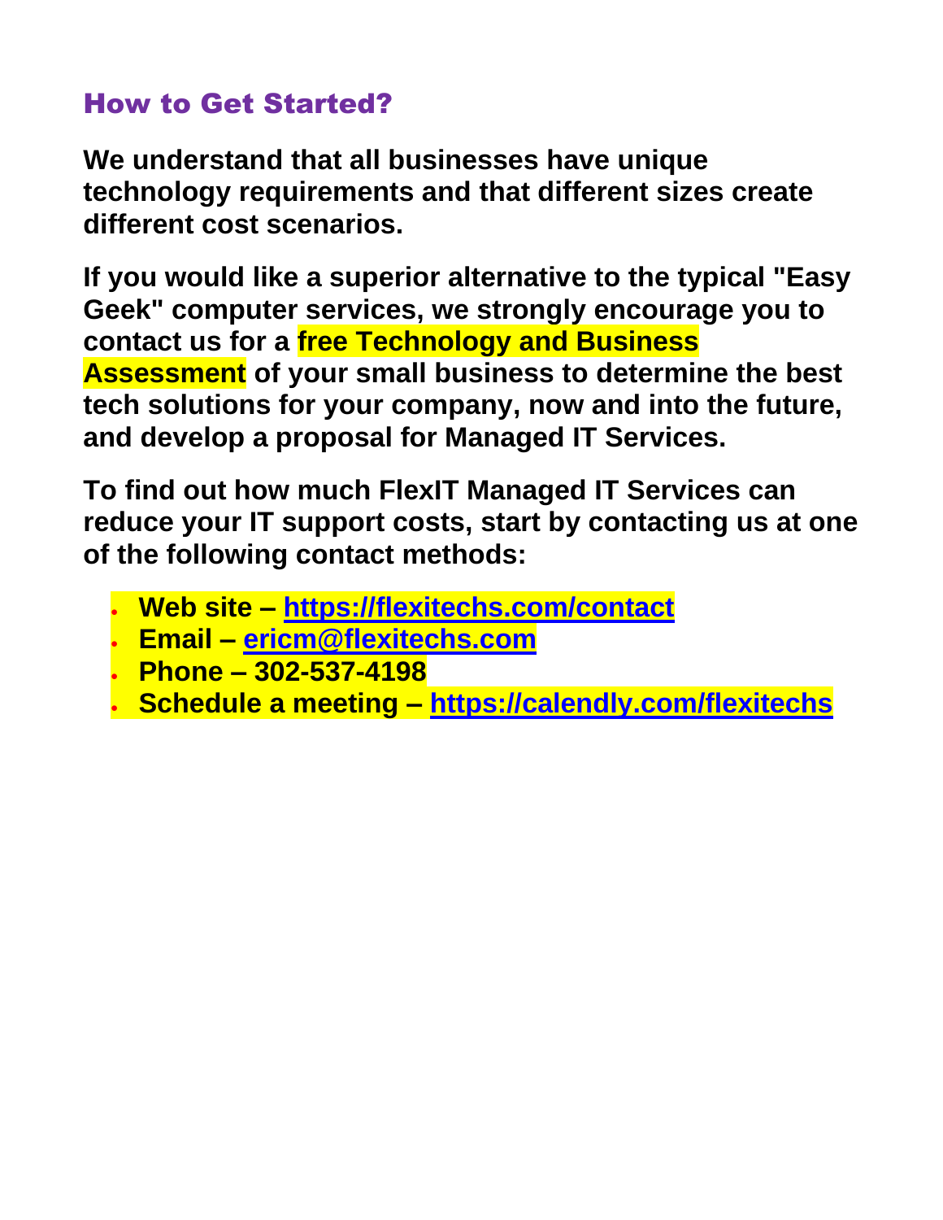## How to Get Started?

**We understand that all businesses have unique technology requirements and that different sizes create different cost scenarios.**

**If you would like a superior alternative to the typical "Easy Geek" computer services, we strongly encourage you to contact us for a free Technology and Business Assessment of your small business to determine the best tech solutions for your company, now and into the future, and develop a proposal for Managed IT Services.**

**To find out how much FlexIT Managed IT Services can reduce your IT support costs, start by contacting us at one of the following contact methods:**

- **Web site – [https://flexitechs.com/contact](https://flexitechs.com/contact)**
- **Email – [ericm@flexitechs.com](mailto:ericm@flexitechs.com)**
- **Phone – 302-537-4198**
- **Schedule a meeting – [https://calendly.com/flexitechs](https://calendly.com/flexitechs)**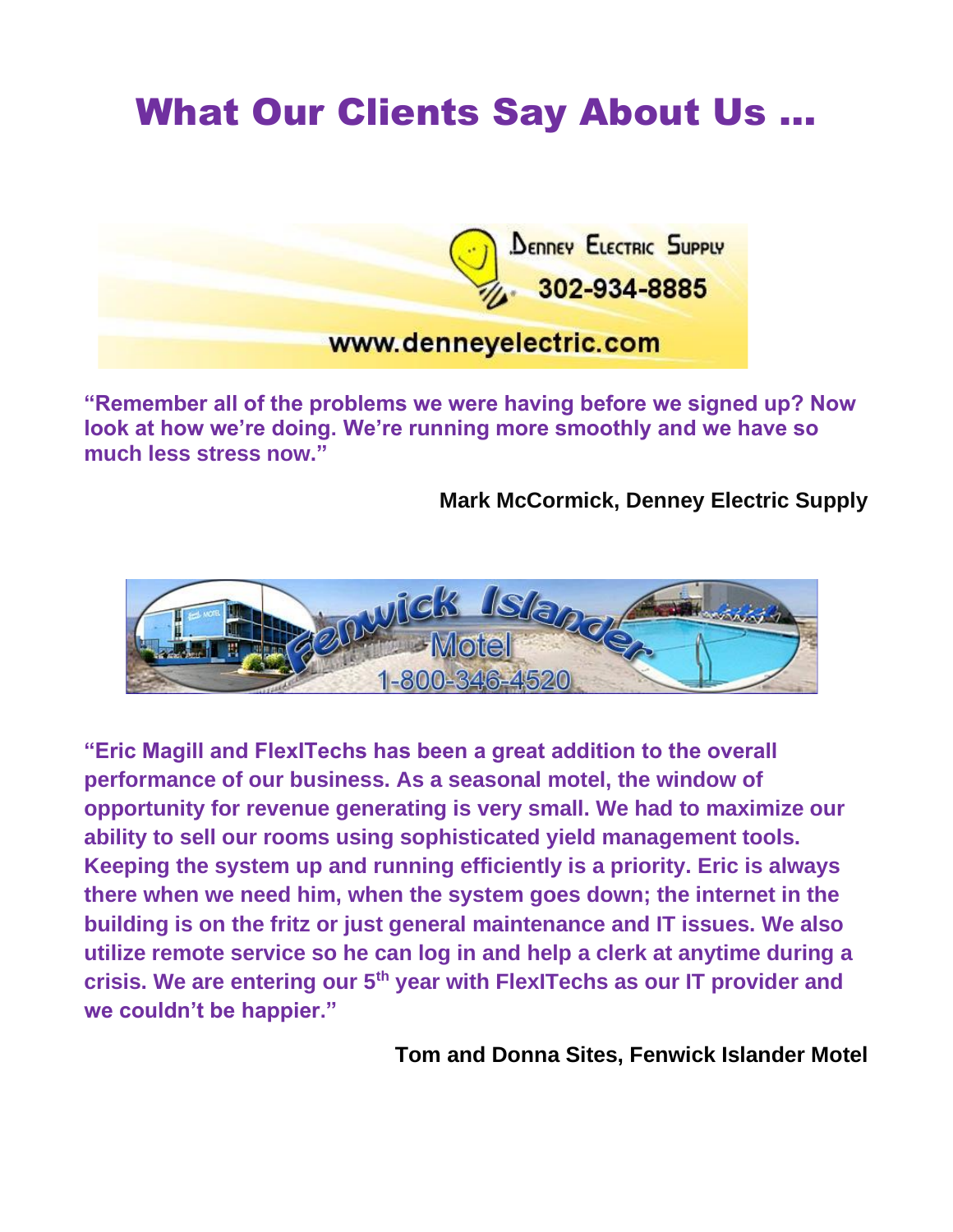# What Our Clients Say About Us …

**"Remember all of the problems we were having before we signed up? Now look at how we're doing. We're running more smoothly and we have so much less stress now."**

**Mark McCormick, Denney Electric Supply**

**"Eric Magill and FlexITechs has been a great addition to the overall performance of our business. As a seasonal motel, the window of opportunity for revenue generating is very small. We had to maximize our ability to sell our rooms using sophisticated yield management tools. Keeping the system up and running efficiently is a priority. Eric is always there when we need him, when the system goes down; the internet in the building is on the fritz or just general maintenance and IT issues. We also utilize remote service so he can log in and help a clerk at anytime during a crisis. We are entering our 5th year with FlexITechs as our IT provider and we couldn't be happier."**

**Tom and Donna Sites, Fenwick Islander Motel**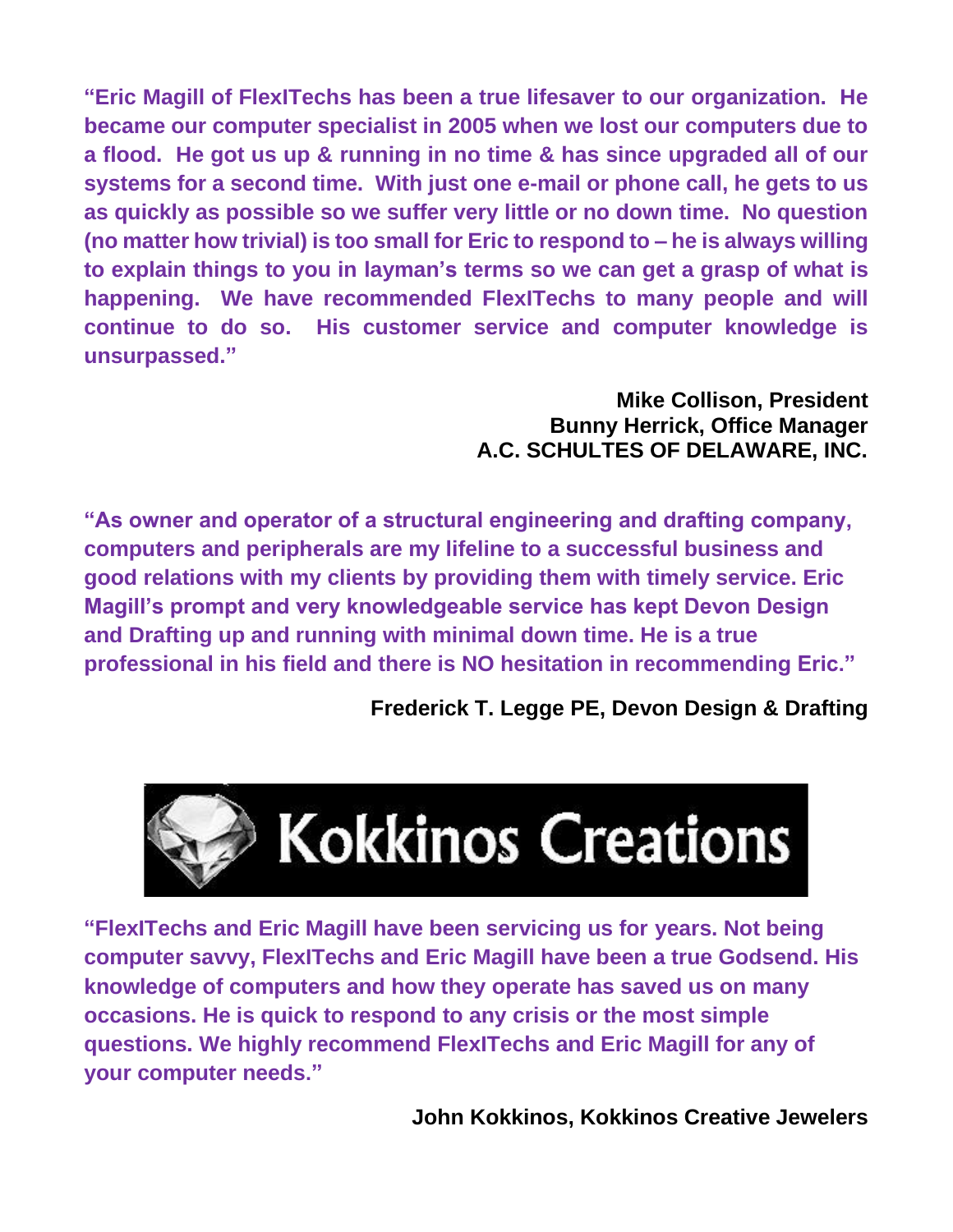**"Eric Magill of FlexITechs has been a true lifesaver to our organization. He became our computer specialist in 2005 when we lost our computers due to a flood. He got us up & running in no time & has since upgraded all of our systems for a second time. With just one e-mail or phone call, he gets to us as quickly as possible so we suffer very little or no down time. No question (no matter how trivial) is too small for Eric to respond to – he is always willing to explain things to you in layman's terms so we can get a grasp of what is happening. We have recommended FlexITechs to many people and will continue to do so. His customer service and computer knowledge is unsurpassed."**

**Mike Collison, President**
**Bunny Herrick, Office Manager**
**A.C. SCHULTES OF DELAWARE, INC.**

**"As owner and operator of a structural engineering and drafting company, computers and peripherals are my lifeline to a successful business and good relations with my clients by providing them with timely service. Eric Magill's prompt and very knowledgeable service has kept Devon Design and Drafting up and running with minimal down time. He is a true professional in his field and there is NO hesitation in recommending Eric."**

**Frederick T. Legge PE, Devon Design & Drafting**

Kokkinos Creations

**"FlexITechs and Eric Magill have been servicing us for years. Not being computer savvy, FlexITechs and Eric Magill have been a true Godsend. His knowledge of computers and how they operate has saved us on many occasions. He is quick to respond to any crisis or the most simple questions. We highly recommend FlexITechs and Eric Magill for any of your computer needs."**

**John Kokkinos, Kokkinos Creative Jewelers**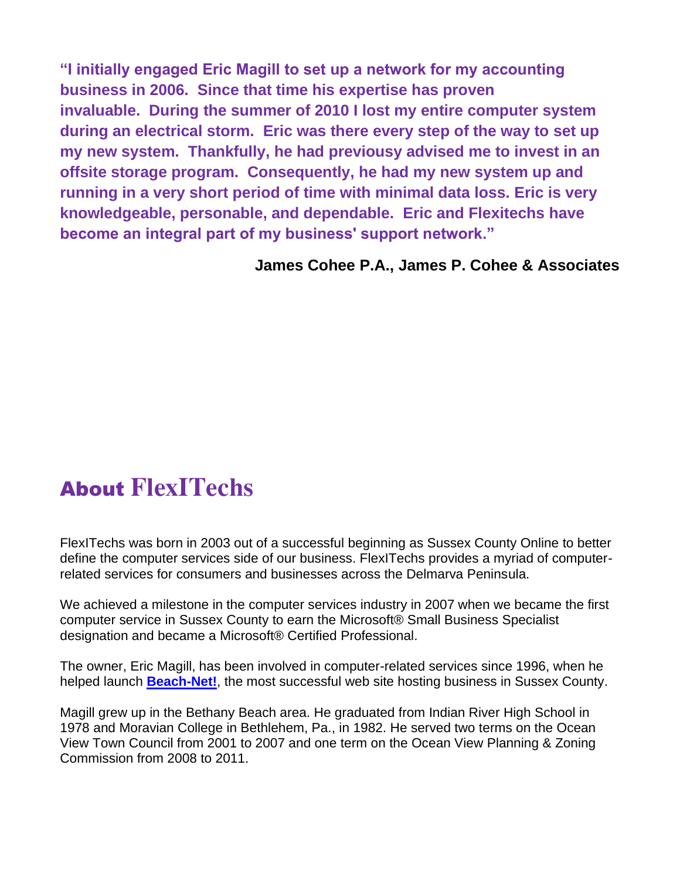**“I initially engaged Eric Magill to set up a network for my accounting business in 2006. Since that time his expertise has proven invaluable. During the summer of 2010 I lost my entire computer system during an electrical storm. Eric was there every step of the way to set up my new system. Thankfully, he had previousy advised me to invest in an offsite storage program. Consequently, he had my new system up and running in a very short period of time with minimal data loss. Eric is very knowledgeable, personable, and dependable. Eric and Flexitechs have become an integral part of my business' support network.”**

**James Cohee P.A., James P. Cohee & Associates**

## About FlexITechs

FlexITechs was born in 2003 out of a successful beginning as Sussex County Online to better define the computer services side of our business. FlexITechs provides a myriad of computer-related services for consumers and businesses across the Delmarva Peninsula.

We achieved a milestone in the computer services industry in 2007 when we became the first computer service in Sussex County to earn the Microsoft® Small Business Specialist designation and became a Microsoft® Certified Professional.

The owner, Eric Magill, has been involved in computer-related services since 1996, when he helped launch **Beach-Net!**, the most successful web site hosting business in Sussex County.

Magill grew up in the Bethany Beach area. He graduated from Indian River High School in 1978 and Moravian College in Bethlehem, Pa., in 1982. He served two terms on the Ocean View Town Council from 2001 to 2007 and one term on the Ocean View Planning & Zoning Commission from 2008 to 2011.